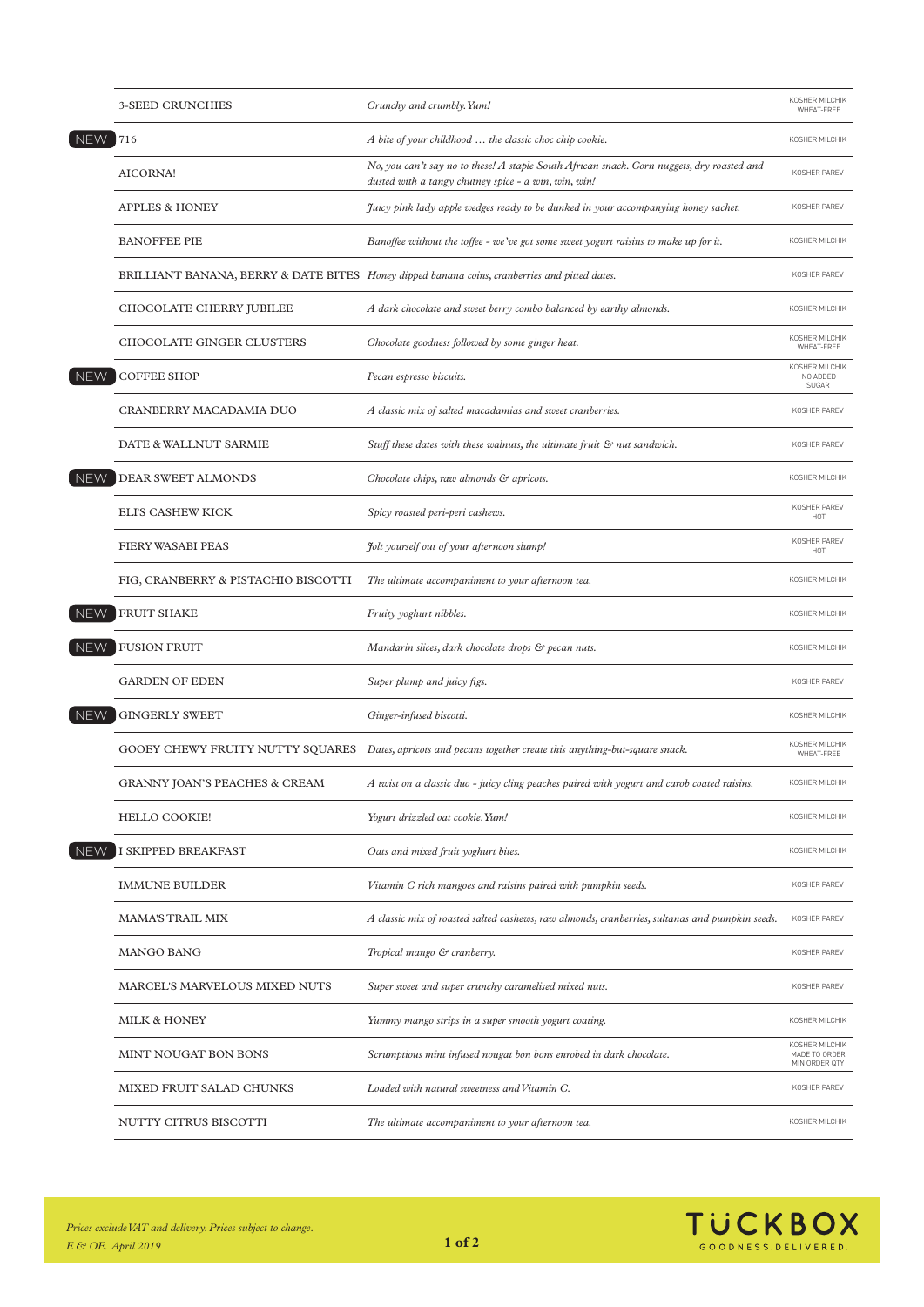| | Product | Description | Notes |
|---|---|---|---|
| | 3-SEED CRUNCHIES | *Crunchy and crumbly. Yum!* | KOSHER MILCHIK WHEAT-FREE |
| NEW | 716 | *A bite of your childhood … the classic choc chip cookie.* | KOSHER MILCHIK |
| | AICORNA! | *No, you can't say no to these! A staple South African snack. Corn nuggets, dry roasted and dusted with a tangy chutney spice - a win, win, win!* | KOSHER PAREV |
| | APPLES & HONEY | *Juicy pink lady apple wedges ready to be dunked in your accompanying honey sachet.* | KOSHER PAREV |
| | BANOFFEE PIE | *Banoffee without the toffee - we've got some sweet yogurt raisins to make up for it.* | KOSHER MILCHIK |
| | BRILLIANT BANANA, BERRY & DATE BITES | *Honey dipped banana coins, cranberries and pitted dates.* | KOSHER PAREV |
| | CHOCOLATE CHERRY JUBILEE | *A dark chocolate and sweet berry combo balanced by earthy almonds.* | KOSHER MILCHIK |
| | CHOCOLATE GINGER CLUSTERS | *Chocolate goodness followed by some ginger heat.* | KOSHER MILCHIK WHEAT-FREE |
| NEW | COFFEE SHOP | *Pecan espresso biscuits.* | KOSHER MILCHIK NO ADDED SUGAR |
| | CRANBERRY MACADAMIA DUO | *A classic mix of salted macadamias and sweet cranberries.* | KOSHER PAREV |
| | DATE & WALLNUT SARMIE | *Stuff these dates with these walnuts, the ultimate fruit & nut sandwich.* | KOSHER PAREV |
| NEW | DEAR SWEET ALMONDS | *Chocolate chips, raw almonds & apricots.* | KOSHER MILCHIK |
| | ELI'S CASHEW KICK | *Spicy roasted peri-peri cashews.* | KOSHER PAREV HOT |
| | FIERY WASABI PEAS | *Jolt yourself out of your afternoon slump!* | KOSHER PAREV HOT |
| | FIG, CRANBERRY & PISTACHIO BISCOTTI | *The ultimate accompaniment to your afternoon tea.* | KOSHER MILCHIK |
| NEW | FRUIT SHAKE | *Fruity yoghurt nibbles.* | KOSHER MILCHIK |
| NEW | FUSION FRUIT | *Mandarin slices, dark chocolate drops & pecan nuts.* | KOSHER MILCHIK |
| | GARDEN OF EDEN | *Super plump and juicy figs.* | KOSHER PAREV |
| NEW | GINGERLY SWEET | *Ginger-infused biscotti.* | KOSHER MILCHIK |
| | GOOEY CHEWY FRUITY NUTTY SQUARES | *Dates, apricots and pecans together create this anything-but-square snack.* | KOSHER MILCHIK WHEAT-FREE |
| | GRANNY JOAN'S PEACHES & CREAM | *A twist on a classic duo - juicy cling peaches paired with yogurt and carob coated raisins.* | KOSHER MILCHIK |
| | HELLO COOKIE! | *Yogurt drizzled oat cookie. Yum!* | KOSHER MILCHIK |
| NEW | I SKIPPED BREAKFAST | *Oats and mixed fruit yoghurt bites.* | KOSHER MILCHIK |
| | IMMUNE BUILDER | *Vitamin C rich mangoes and raisins paired with pumpkin seeds.* | KOSHER PAREV |
| | MAMA'S TRAIL MIX | *A classic mix of roasted salted cashews, raw almonds, cranberries, sultanas and pumpkin seeds.* | KOSHER PAREV |
| | MANGO BANG | *Tropical mango & cranberry.* | KOSHER PAREV |
| | MARCEL'S MARVELOUS MIXED NUTS | *Super sweet and super crunchy caramelised mixed nuts.* | KOSHER PAREV |
| | MILK & HONEY | *Yummy mango strips in a super smooth yogurt coating.* | KOSHER MILCHIK |
| | MINT NOUGAT BON BONS | *Scrumptious mint infused nougat bon bons enrobed in dark chocolate.* | KOSHER MILCHIK MADE TO ORDER; MIN ORDER QTY |
| | MIXED FRUIT SALAD CHUNKS | *Loaded with natural sweetness and Vitamin C.* | KOSHER PAREV |
| | NUTTY CITRUS BISCOTTI | *The ultimate accompaniment to your afternoon tea.* | KOSHER MILCHIK |

*Prices exclude VAT and delivery. Prices subject to change.*
*E & OE. April 2019*

TUCKBOX
GOODNESS.DELIVERED.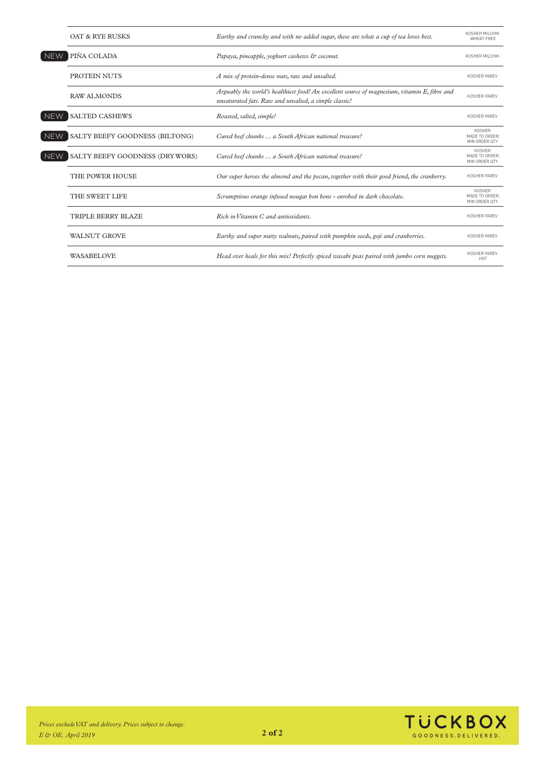| | | | |
|---|---|---|---|
| | OAT & RYE RUSKS | *Earthy and crunchy and with no added sugar, these are what a cup of tea loves best.* | KOSHER MILCHIK WHEAT-FREE |
| NEW | PIÑA COLADA | *Papaya, pineapple, yoghurt cashews & coconut.* | KOSHER MILCHIK |
| | PROTEIN NUTS | *A mix of protein-dense nuts, raw and unsalted.* | KOSHER PAREV |
| | RAW ALMONDS | *Arguably the world's healthiest food! An excellent source of magnesium, vitamin E, fibre and unsaturated fats. Raw and unsalted, a simple classic!* | KOSHER PAREV |
| NEW | SALTED CASHEWS | *Roasted, salted, simple!* | KOSHER PAREV |
| NEW | SALTY BEEFY GOODNESS (BILTONG) | *Cured beef chunks ... a South African national treasure!* | KOSHER MADE TO ORDER; MIN ORDER QTY |
| NEW | SALTY BEEFY GOODNESS (DRY WORS) | *Cured beef chunks ... a South African national treasure!* | KOSHER MADE TO ORDER; MIN ORDER QTY |
| | THE POWER HOUSE | *Our super heroes the almond and the pecan, together with their good friend, the cranberry.* | KOSHER PAREV |
| | THE SWEET LIFE | *Scrumptious orange infused nougat bon bons - enrobed in dark chocolate.* | KOSHER MADE TO ORDER; MIN ORDER QTY |
| | TRIPLE BERRY BLAZE | *Rich in Vitamin C and antioxidants.* | KOSHER PAREV |
| | WALNUT GROVE | *Earthy and super nutty walnuts, paired with pumpkin seeds, goji and cranberries.* | KOSHER PAREV |
| | WASABELOVE | *Head over heals for this mix! Perfectly spiced wasabi peas paired with jumbo corn nuggets.* | KOSHER PAREV HOT |

*Prices exclude VAT and delivery. Prices subject to change.*
*E & OE. April 2019*

TÜCKBOX
GOODNESS.DELIVERED.